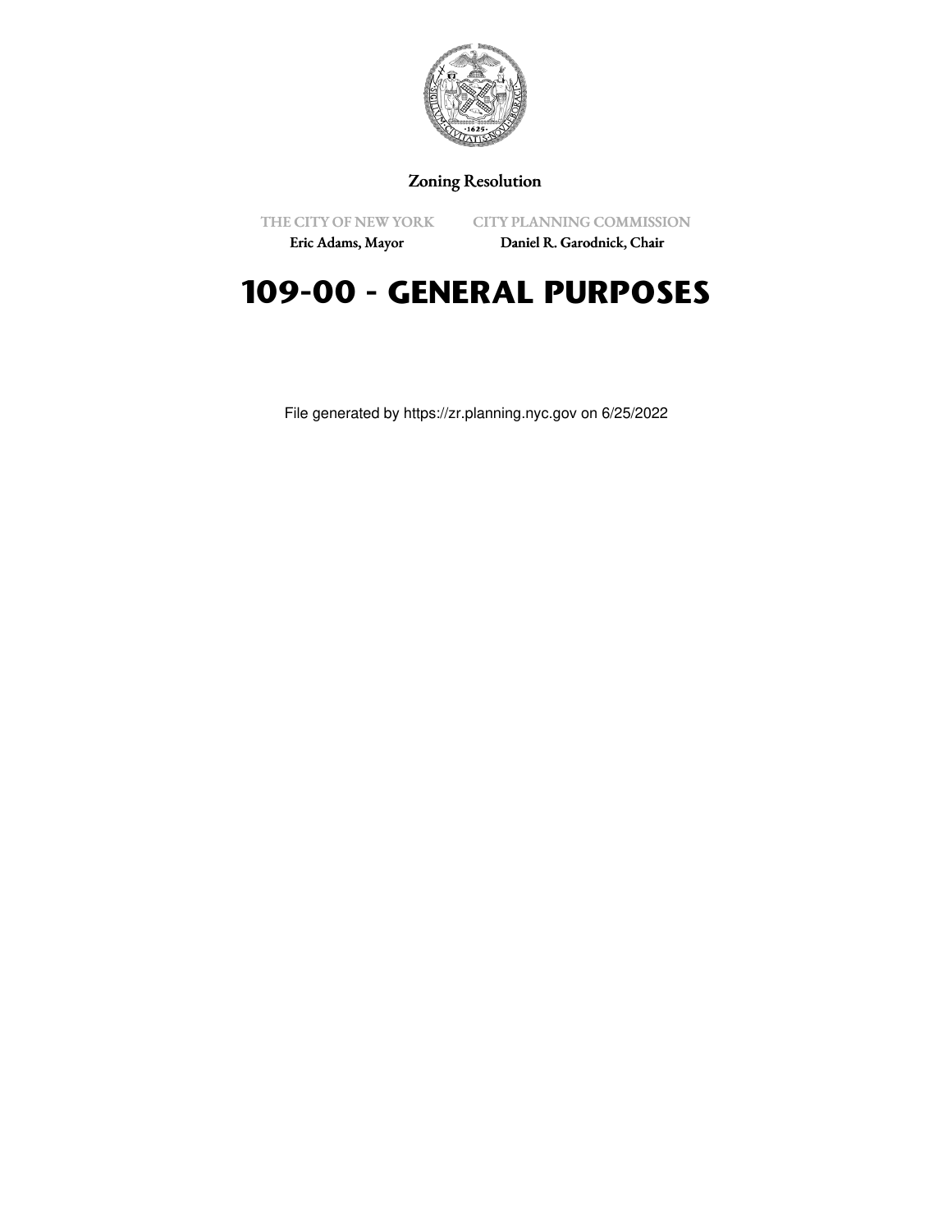Zoning Resolution

THE CITY OF NEW YORK
Eric Adams, Mayor

CITY PLANNING COMMISSION
Daniel R. Garodnick, Chair

# 109-00 - GENERAL PURPOSES

File generated by https://zr.planning.nyc.gov on 6/25/2022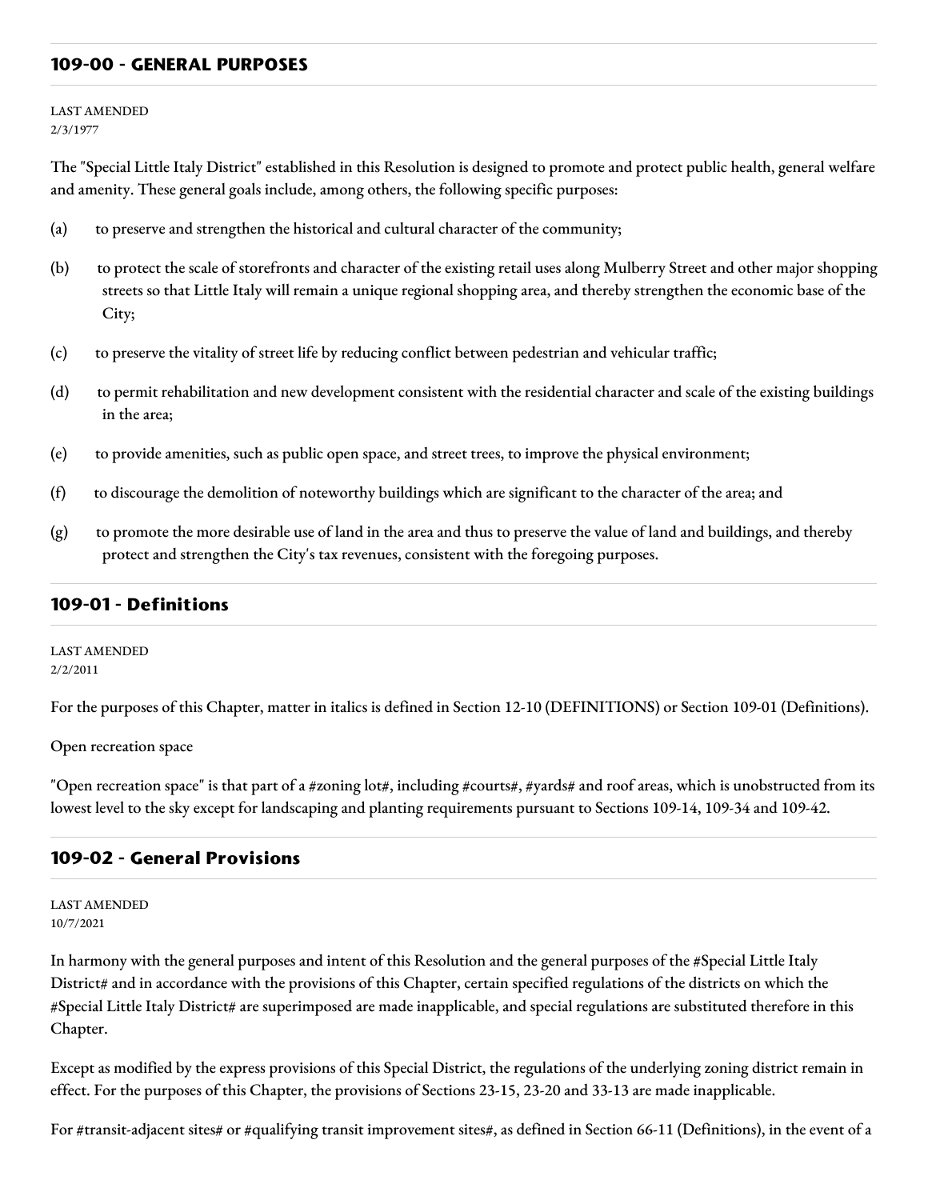## 109-00 - GENERAL PURPOSES

LAST AMENDED
2/3/1977

The "Special Little Italy District" established in this Resolution is designed to promote and protect public health, general welfare and amenity. These general goals include, among others, the following specific purposes:

(a) to preserve and strengthen the historical and cultural character of the community;

(b) to protect the scale of storefronts and character of the existing retail uses along Mulberry Street and other major shopping streets so that Little Italy will remain a unique regional shopping area, and thereby strengthen the economic base of the City;

(c) to preserve the vitality of street life by reducing conflict between pedestrian and vehicular traffic;

(d) to permit rehabilitation and new development consistent with the residential character and scale of the existing buildings in the area;

(e) to provide amenities, such as public open space, and street trees, to improve the physical environment;

(f) to discourage the demolition of noteworthy buildings which are significant to the character of the area; and

(g) to promote the more desirable use of land in the area and thus to preserve the value of land and buildings, and thereby protect and strengthen the City's tax revenues, consistent with the foregoing purposes.

## 109-01 - Definitions

LAST AMENDED
2/2/2011

For the purposes of this Chapter, matter in italics is defined in Section 12-10 (DEFINITIONS) or Section 109-01 (Definitions).

Open recreation space

"Open recreation space" is that part of a #zoning lot#, including #courts#, #yards# and roof areas, which is unobstructed from its lowest level to the sky except for landscaping and planting requirements pursuant to Sections 109-14, 109-34 and 109-42.

## 109-02 - General Provisions

LAST AMENDED
10/7/2021

In harmony with the general purposes and intent of this Resolution and the general purposes of the #Special Little Italy District# and in accordance with the provisions of this Chapter, certain specified regulations of the districts on which the #Special Little Italy District# are superimposed are made inapplicable, and special regulations are substituted therefore in this Chapter.

Except as modified by the express provisions of this Special District, the regulations of the underlying zoning district remain in effect. For the purposes of this Chapter, the provisions of Sections 23-15, 23-20 and 33-13 are made inapplicable.

For #transit-adjacent sites# or #qualifying transit improvement sites#, as defined in Section 66-11 (Definitions), in the event of a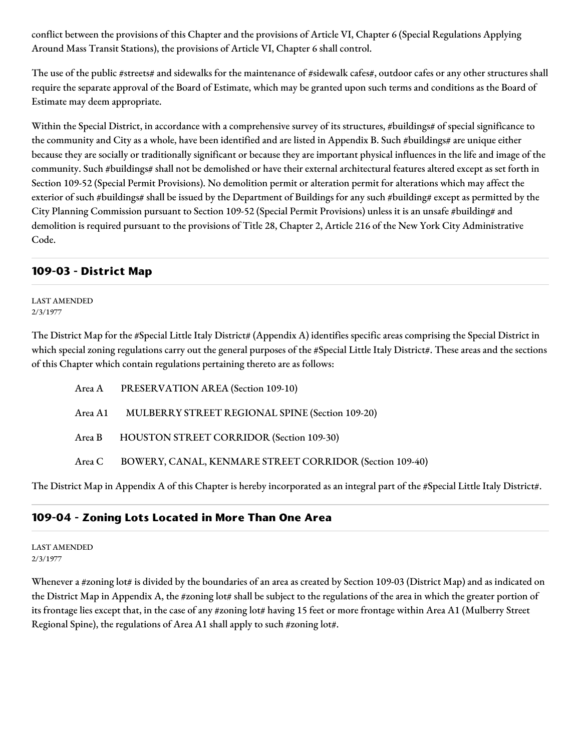conflict between the provisions of this Chapter and the provisions of Article VI, Chapter 6 (Special Regulations Applying Around Mass Transit Stations), the provisions of Article VI, Chapter 6 shall control.

The use of the public #streets# and sidewalks for the maintenance of #sidewalk cafes#, outdoor cafes or any other structures shall require the separate approval of the Board of Estimate, which may be granted upon such terms and conditions as the Board of Estimate may deem appropriate.

Within the Special District, in accordance with a comprehensive survey of its structures, #buildings# of special significance to the community and City as a whole, have been identified and are listed in Appendix B. Such #buildings# are unique either because they are socially or traditionally significant or because they are important physical influences in the life and image of the community. Such #buildings# shall not be demolished or have their external architectural features altered except as set forth in Section 109-52 (Special Permit Provisions). No demolition permit or alteration permit for alterations which may affect the exterior of such #buildings# shall be issued by the Department of Buildings for any such #building# except as permitted by the City Planning Commission pursuant to Section 109-52 (Special Permit Provisions) unless it is an unsafe #building# and demolition is required pursuant to the provisions of Title 28, Chapter 2, Article 216 of the New York City Administrative Code.

## 109-03 - District Map

LAST AMENDED
2/3/1977

The District Map for the #Special Little Italy District# (Appendix A) identifies specific areas comprising the Special District in which special zoning regulations carry out the general purposes of the #Special Little Italy District#. These areas and the sections of this Chapter which contain regulations pertaining thereto are as follows:

Area A PRESERVATION AREA (Section 109-10)

Area A1 MULBERRY STREET REGIONAL SPINE (Section 109-20)

Area B HOUSTON STREET CORRIDOR (Section 109-30)

Area C BOWERY, CANAL, KENMARE STREET CORRIDOR (Section 109-40)

The District Map in Appendix A of this Chapter is hereby incorporated as an integral part of the #Special Little Italy District#.

## 109-04 - Zoning Lots Located in More Than One Area

LAST AMENDED
2/3/1977

Whenever a #zoning lot# is divided by the boundaries of an area as created by Section 109-03 (District Map) and as indicated on the District Map in Appendix A, the #zoning lot# shall be subject to the regulations of the area in which the greater portion of its frontage lies except that, in the case of any #zoning lot# having 15 feet or more frontage within Area A1 (Mulberry Street Regional Spine), the regulations of Area A1 shall apply to such #zoning lot#.